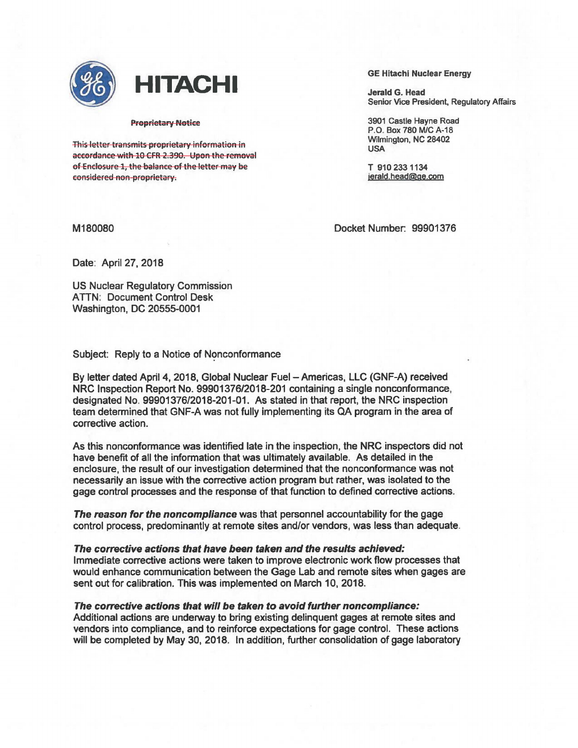**HITACHI**

~~**Proprietary Notice**~~

~~This letter transmits proprietary information in accordance with 10 CFR 2.390. Upon the removal of Enclosure 1, the balance of the letter may be considered non-proprietary.~~

**GE Hitachi Nuclear Energy**

**Jerald G. Head**
Senior Vice President, Regulatory Affairs

3901 Castle Hayne Road
P.O. Box 780 M/C A-18
Wilmington, NC 28402
USA

T 910 233 1134
jerald.head@ge.com

M180080

Docket Number: 99901376

Date: April 27, 2018

US Nuclear Regulatory Commission
ATTN: Document Control Desk
Washington, DC 20555-0001

Subject: Reply to a Notice of Nonconformance

By letter dated April 4, 2018, Global Nuclear Fuel – Americas, LLC (GNF-A) received NRC Inspection Report No. 99901376/2018-201 containing a single nonconformance, designated No. 99901376/2018-201-01. As stated in that report, the NRC inspection team determined that GNF-A was not fully implementing its QA program in the area of corrective action.

As this nonconformance was identified late in the inspection, the NRC inspectors did not have benefit of all the information that was ultimately available. As detailed in the enclosure, the result of our investigation determined that the nonconformance was not necessarily an issue with the corrective action program but rather, was isolated to the gage control processes and the response of that function to defined corrective actions.

***The reason for the noncompliance*** was that personnel accountability for the gage control process, predominantly at remote sites and/or vendors, was less than adequate.

***The corrective actions that have been taken and the results achieved:***
Immediate corrective actions were taken to improve electronic work flow processes that would enhance communication between the Gage Lab and remote sites when gages are sent out for calibration. This was implemented on March 10, 2018.

***The corrective actions that will be taken to avoid further noncompliance:***
Additional actions are underway to bring existing delinquent gages at remote sites and vendors into compliance, and to reinforce expectations for gage control. These actions will be completed by May 30, 2018. In addition, further consolidation of gage laboratory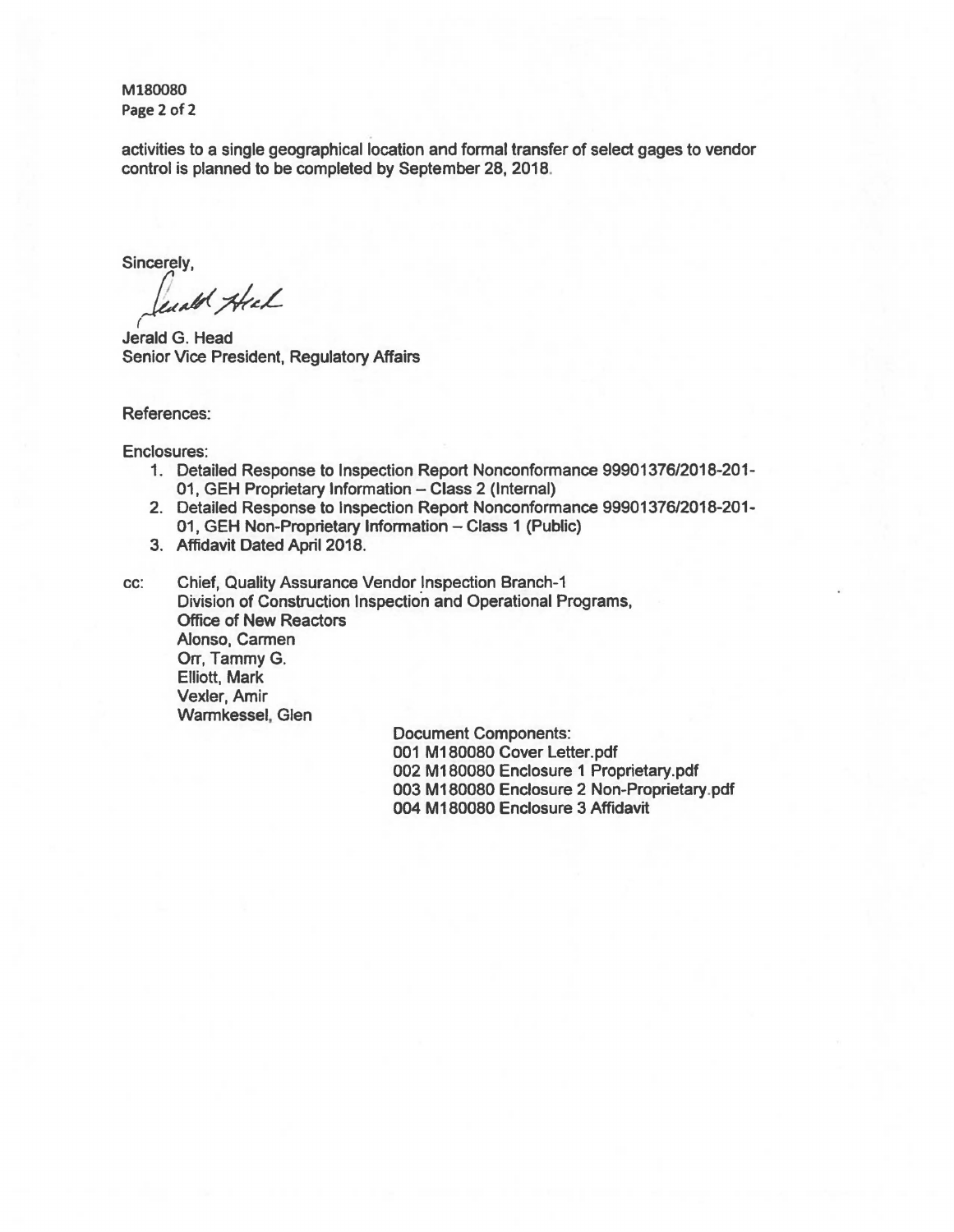activities to a single geographical location and formal transfer of select gages to vendor control is planned to be completed by September 28, 2018.

Sincerely,

Jerald G. Head
Senior Vice President, Regulatory Affairs

References:

Enclosures:

1. Detailed Response to Inspection Report Nonconformance 99901376/2018-201-01, GEH Proprietary Information – Class 2 (Internal)
2. Detailed Response to Inspection Report Nonconformance 99901376/2018-201-01, GEH Non-Proprietary Information – Class 1 (Public)
3. Affidavit Dated April 2018.

cc: Chief, Quality Assurance Vendor Inspection Branch-1
Division of Construction Inspection and Operational Programs,
Office of New Reactors
Alonso, Carmen
Orr, Tammy G.
Elliott, Mark
Vexler, Amir
Warmkessel, Glen

Document Components:
001 M180080 Cover Letter.pdf
002 M180080 Enclosure 1 Proprietary.pdf
003 M180080 Enclosure 2 Non-Proprietary.pdf
004 M180080 Enclosure 3 Affidavit